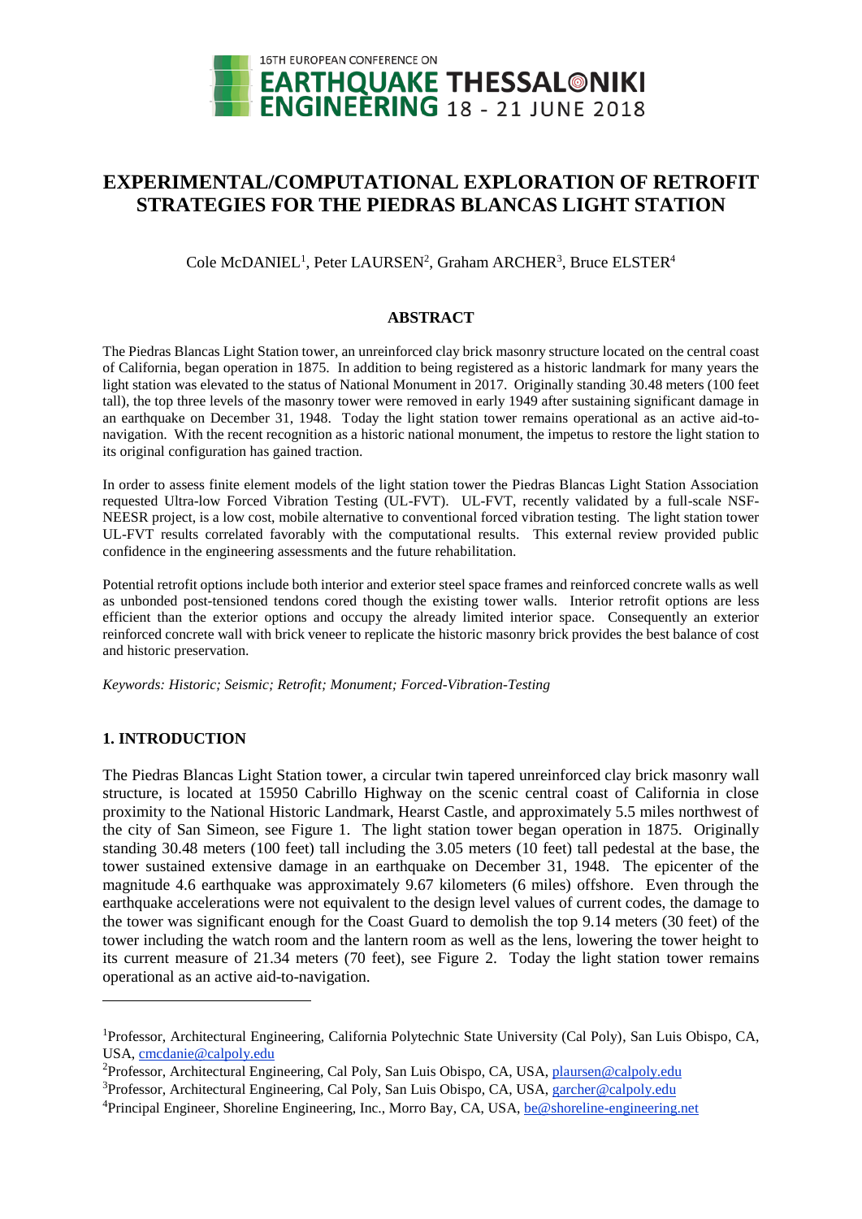# EXPERIMENTAL/COMPUTATIONAL EXPLORATION OF RETROFIT STRATEGIES FOR THE PIEDRAS BLANCAS LIGHT STATION

Cole McDANIEL[1], Peter LAURSEN[2], Graham ARCHER[3], Bruce ELSTER[4]

## ABSTRACT

The Piedras Blancas Light Station tower, an unreinforced clay brick masonry structure located on the central coast of California, began operation in 1875. In addition to being registered as a historic landmark for many years the light station was elevated to the status of National Monument in 2017. Originally standing 30.48 meters (100 feet tall), the top three levels of the masonry tower were removed in early 1949 after sustaining significant damage in an earthquake on December 31, 1948. Today the light station tower remains operational as an active aid-to-navigation. With the recent recognition as a historic national monument, the impetus to restore the light station to its original configuration has gained traction.

In order to assess finite element models of the light station tower the Piedras Blancas Light Station Association requested Ultra-low Forced Vibration Testing (UL-FVT). UL-FVT, recently validated by a full-scale NSF-NEESR project, is a low cost, mobile alternative to conventional forced vibration testing. The light station tower UL-FVT results correlated favorably with the computational results. This external review provided public confidence in the engineering assessments and the future rehabilitation.

Potential retrofit options include both interior and exterior steel space frames and reinforced concrete walls as well as unbonded post-tensioned tendons cored though the existing tower walls. Interior retrofit options are less efficient than the exterior options and occupy the already limited interior space. Consequently an exterior reinforced concrete wall with brick veneer to replicate the historic masonry brick provides the best balance of cost and historic preservation.

*Keywords: Historic; Seismic; Retrofit; Monument; Forced-Vibration-Testing*

## 1. INTRODUCTION

The Piedras Blancas Light Station tower, a circular twin tapered unreinforced clay brick masonry wall structure, is located at 15950 Cabrillo Highway on the scenic central coast of California in close proximity to the National Historic Landmark, Hearst Castle, and approximately 5.5 miles northwest of the city of San Simeon, see Figure 1. The light station tower began operation in 1875. Originally standing 30.48 meters (100 feet) tall including the 3.05 meters (10 feet) tall pedestal at the base, the tower sustained extensive damage in an earthquake on December 31, 1948. The epicenter of the magnitude 4.6 earthquake was approximately 9.67 kilometers (6 miles) offshore. Even through the earthquake accelerations were not equivalent to the design level values of current codes, the damage to the tower was significant enough for the Coast Guard to demolish the top 9.14 meters (30 feet) of the tower including the watch room and the lantern room as well as the lens, lowering the tower height to its current measure of 21.34 meters (70 feet), see Figure 2. Today the light station tower remains operational as an active aid-to-navigation.

---

[1]Professor, Architectural Engineering, California Polytechnic State University (Cal Poly), San Luis Obispo, CA, USA, cmcdanie@calpoly.edu

[2]Professor, Architectural Engineering, Cal Poly, San Luis Obispo, CA, USA, plaursen@calpoly.edu

[3]Professor, Architectural Engineering, Cal Poly, San Luis Obispo, CA, USA, garcher@calpoly.edu

[4]Principal Engineer, Shoreline Engineering, Inc., Morro Bay, CA, USA, be@shoreline-engineering.net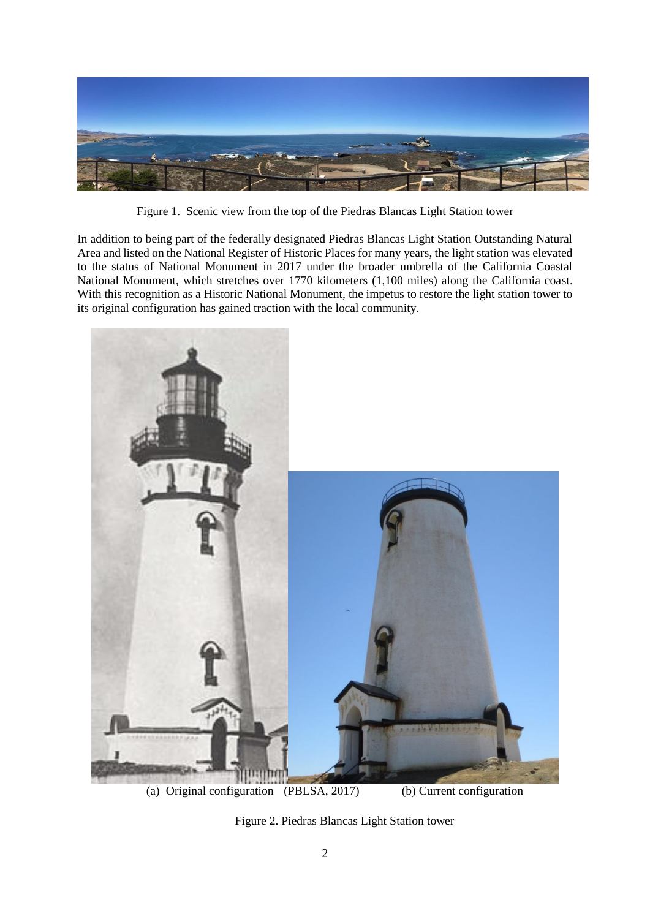Figure 1. Scenic view from the top of the Piedras Blancas Light Station tower

In addition to being part of the federally designated Piedras Blancas Light Station Outstanding Natural Area and listed on the National Register of Historic Places for many years, the light station was elevated to the status of National Monument in 2017 under the broader umbrella of the California Coastal National Monument, which stretches over 1770 kilometers (1,100 miles) along the California coast. With this recognition as a Historic National Monument, the impetus to restore the light station tower to its original configuration has gained traction with the local community.

(a) Original configuration (PBLSA, 2017) (b) Current configuration

Figure 2. Piedras Blancas Light Station tower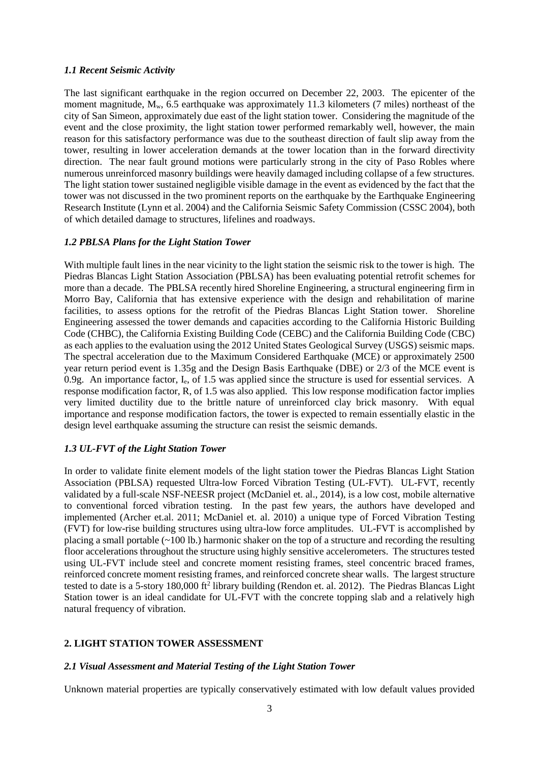### *1.1 Recent Seismic Activity*

The last significant earthquake in the region occurred on December 22, 2003. The epicenter of the moment magnitude, $M_w$, 6.5 earthquake was approximately 11.3 kilometers (7 miles) northeast of the city of San Simeon, approximately due east of the light station tower. Considering the magnitude of the event and the close proximity, the light station tower performed remarkably well, however, the main reason for this satisfactory performance was due to the southeast direction of fault slip away from the tower, resulting in lower acceleration demands at the tower location than in the forward directivity direction. The near fault ground motions were particularly strong in the city of Paso Robles where numerous unreinforced masonry buildings were heavily damaged including collapse of a few structures. The light station tower sustained negligible visible damage in the event as evidenced by the fact that the tower was not discussed in the two prominent reports on the earthquake by the Earthquake Engineering Research Institute (Lynn et al. 2004) and the California Seismic Safety Commission (CSSC 2004), both of which detailed damage to structures, lifelines and roadways.

### *1.2 PBLSA Plans for the Light Station Tower*

With multiple fault lines in the near vicinity to the light station the seismic risk to the tower is high. The Piedras Blancas Light Station Association (PBLSA) has been evaluating potential retrofit schemes for more than a decade. The PBLSA recently hired Shoreline Engineering, a structural engineering firm in Morro Bay, California that has extensive experience with the design and rehabilitation of marine facilities, to assess options for the retrofit of the Piedras Blancas Light Station tower. Shoreline Engineering assessed the tower demands and capacities according to the California Historic Building Code (CHBC), the California Existing Building Code (CEBC) and the California Building Code (CBC) as each applies to the evaluation using the 2012 United States Geological Survey (USGS) seismic maps. The spectral acceleration due to the Maximum Considered Earthquake (MCE) or approximately 2500 year return period event is 1.35g and the Design Basis Earthquake (DBE) or 2/3 of the MCE event is 0.9g. An importance factor, $I_e$, of 1.5 was applied since the structure is used for essential services. A response modification factor, R, of 1.5 was also applied. This low response modification factor implies very limited ductility due to the brittle nature of unreinforced clay brick masonry. With equal importance and response modification factors, the tower is expected to remain essentially elastic in the design level earthquake assuming the structure can resist the seismic demands.

### *1.3 UL-FVT of the Light Station Tower*

In order to validate finite element models of the light station tower the Piedras Blancas Light Station Association (PBLSA) requested Ultra-low Forced Vibration Testing (UL-FVT). UL-FVT, recently validated by a full-scale NSF-NEESR project (McDaniel et. al., 2014), is a low cost, mobile alternative to conventional forced vibration testing. In the past few years, the authors have developed and implemented (Archer et.al. 2011; McDaniel et. al. 2010) a unique type of Forced Vibration Testing (FVT) for low-rise building structures using ultra-low force amplitudes. UL-FVT is accomplished by placing a small portable (~100 lb.) harmonic shaker on the top of a structure and recording the resulting floor accelerations throughout the structure using highly sensitive accelerometers. The structures tested using UL-FVT include steel and concrete moment resisting frames, steel concentric braced frames, reinforced concrete moment resisting frames, and reinforced concrete shear walls. The largest structure tested to date is a 5-story 180,000 ft$^2$ library building (Rendon et. al. 2012). The Piedras Blancas Light Station tower is an ideal candidate for UL-FVT with the concrete topping slab and a relatively high natural frequency of vibration.

## 2. LIGHT STATION TOWER ASSESSMENT

### *2.1 Visual Assessment and Material Testing of the Light Station Tower*

Unknown material properties are typically conservatively estimated with low default values provided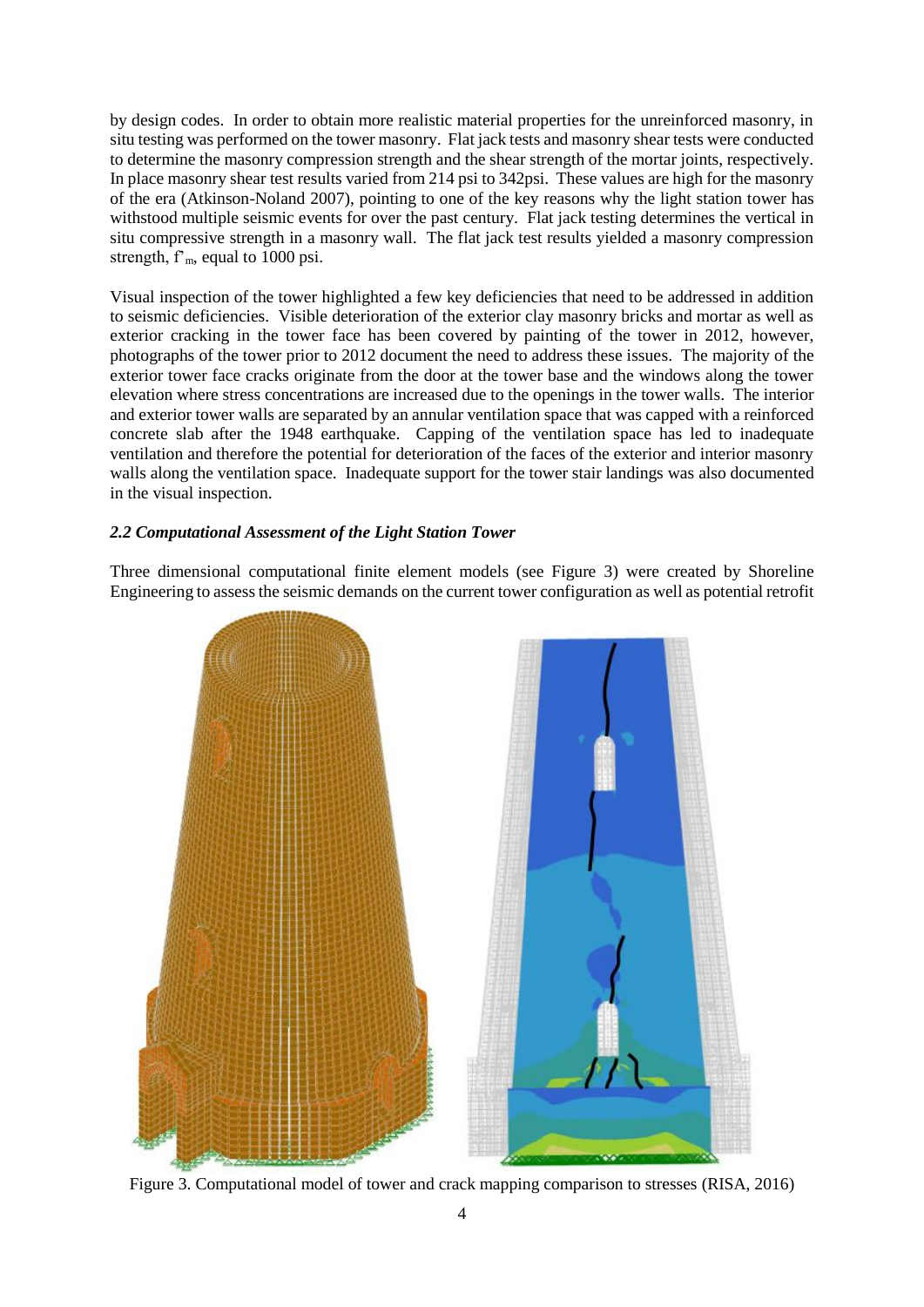by design codes. In order to obtain more realistic material properties for the unreinforced masonry, in situ testing was performed on the tower masonry. Flat jack tests and masonry shear tests were conducted to determine the masonry compression strength and the shear strength of the mortar joints, respectively. In place masonry shear test results varied from 214 psi to 342psi. These values are high for the masonry of the era (Atkinson-Noland 2007), pointing to one of the key reasons why the light station tower has withstood multiple seismic events for over the past century. Flat jack testing determines the vertical in situ compressive strength in a masonry wall. The flat jack test results yielded a masonry compression strength, $f'_m$, equal to 1000 psi.

Visual inspection of the tower highlighted a few key deficiencies that need to be addressed in addition to seismic deficiencies. Visible deterioration of the exterior clay masonry bricks and mortar as well as exterior cracking in the tower face has been covered by painting of the tower in 2012, however, photographs of the tower prior to 2012 document the need to address these issues. The majority of the exterior tower face cracks originate from the door at the tower base and the windows along the tower elevation where stress concentrations are increased due to the openings in the tower walls. The interior and exterior tower walls are separated by an annular ventilation space that was capped with a reinforced concrete slab after the 1948 earthquake. Capping of the ventilation space has led to inadequate ventilation and therefore the potential for deterioration of the faces of the exterior and interior masonry walls along the ventilation space. Inadequate support for the tower stair landings was also documented in the visual inspection.

### *2.2 Computational Assessment of the Light Station Tower*

Three dimensional computational finite element models (see Figure 3) were created by Shoreline Engineering to assess the seismic demands on the current tower configuration as well as potential retrofit

Figure 3. Computational model of tower and crack mapping comparison to stresses (RISA, 2016)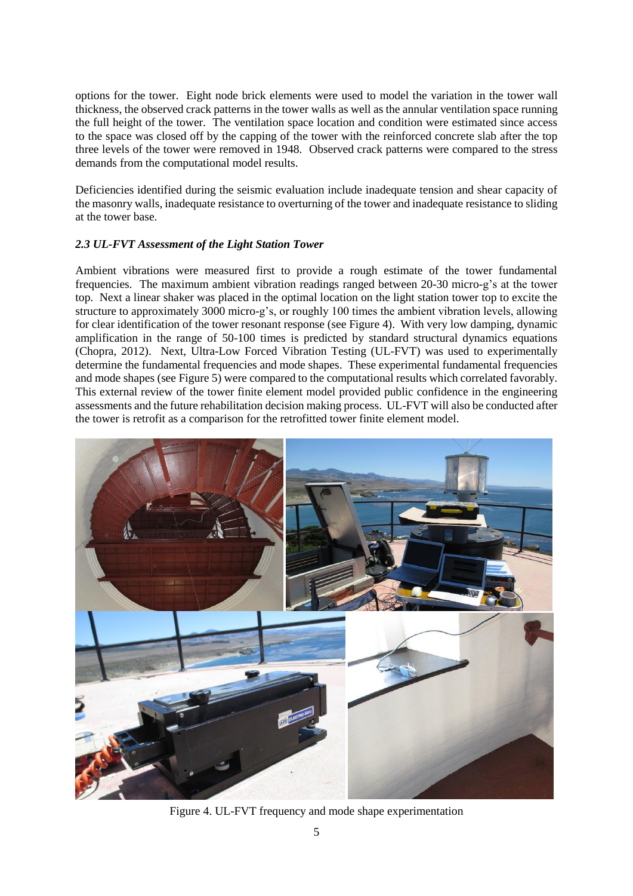options for the tower. Eight node brick elements were used to model the variation in the tower wall thickness, the observed crack patterns in the tower walls as well as the annular ventilation space running the full height of the tower. The ventilation space location and condition were estimated since access to the space was closed off by the capping of the tower with the reinforced concrete slab after the top three levels of the tower were removed in 1948. Observed crack patterns were compared to the stress demands from the computational model results.

Deficiencies identified during the seismic evaluation include inadequate tension and shear capacity of the masonry walls, inadequate resistance to overturning of the tower and inadequate resistance to sliding at the tower base.

### *2.3 UL-FVT Assessment of the Light Station Tower*

Ambient vibrations were measured first to provide a rough estimate of the tower fundamental frequencies. The maximum ambient vibration readings ranged between 20-30 micro-g's at the tower top. Next a linear shaker was placed in the optimal location on the light station tower top to excite the structure to approximately 3000 micro-g's, or roughly 100 times the ambient vibration levels, allowing for clear identification of the tower resonant response (see Figure 4). With very low damping, dynamic amplification in the range of 50-100 times is predicted by standard structural dynamics equations (Chopra, 2012). Next, Ultra-Low Forced Vibration Testing (UL-FVT) was used to experimentally determine the fundamental frequencies and mode shapes. These experimental fundamental frequencies and mode shapes (see Figure 5) were compared to the computational results which correlated favorably. This external review of the tower finite element model provided public confidence in the engineering assessments and the future rehabilitation decision making process. UL-FVT will also be conducted after the tower is retrofit as a comparison for the retrofitted tower finite element model.

Figure 4. UL-FVT frequency and mode shape experimentation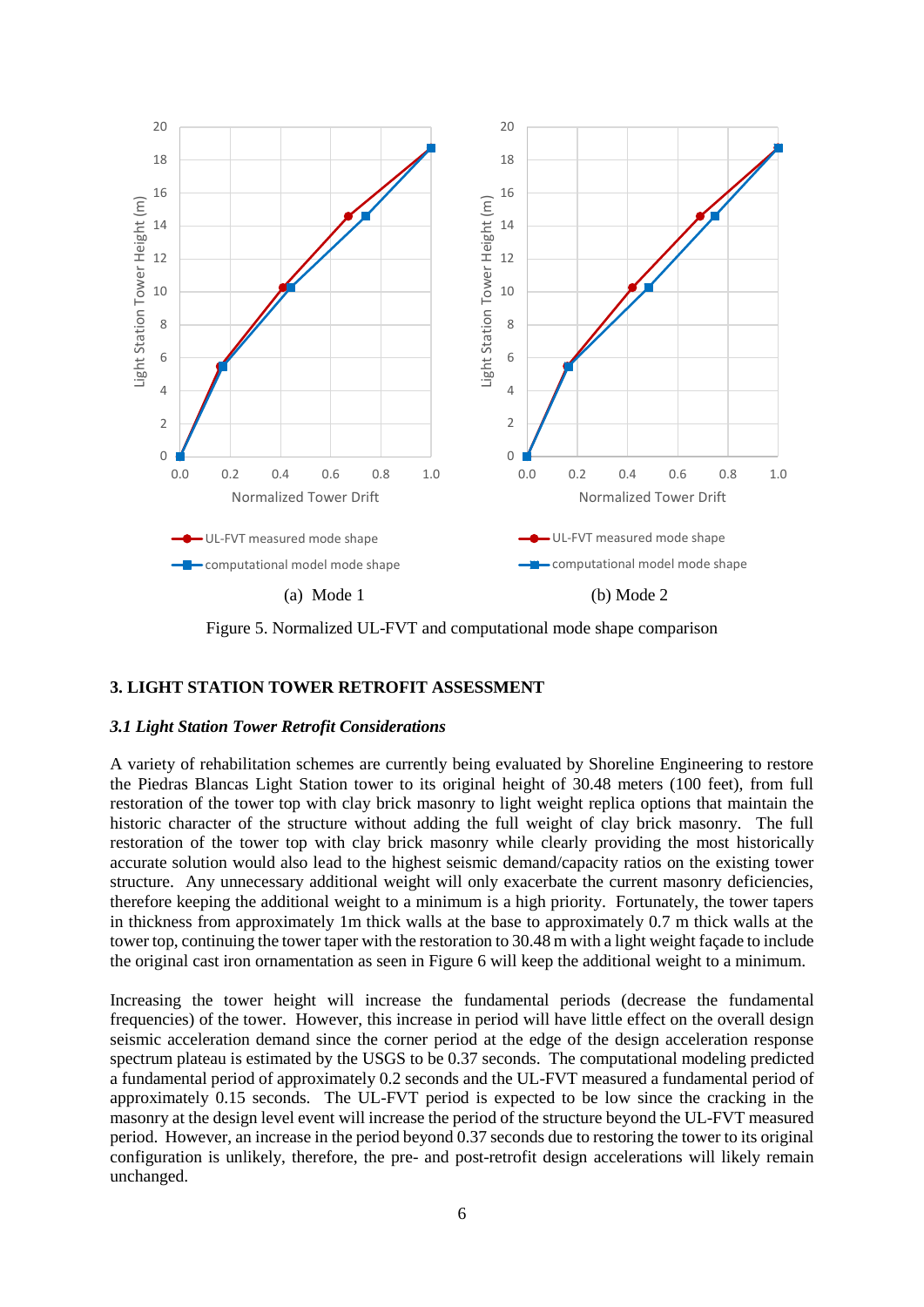(a) Mode 1

(b) Mode 2

Figure 5. Normalized UL-FVT and computational mode shape comparison

## 3. LIGHT STATION TOWER RETROFIT ASSESSMENT

### *3.1 Light Station Tower Retrofit Considerations*

A variety of rehabilitation schemes are currently being evaluated by Shoreline Engineering to restore the Piedras Blancas Light Station tower to its original height of 30.48 meters (100 feet), from full restoration of the tower top with clay brick masonry to light weight replica options that maintain the historic character of the structure without adding the full weight of clay brick masonry. The full restoration of the tower top with clay brick masonry while clearly providing the most historically accurate solution would also lead to the highest seismic demand/capacity ratios on the existing tower structure. Any unnecessary additional weight will only exacerbate the current masonry deficiencies, therefore keeping the additional weight to a minimum is a high priority. Fortunately, the tower tapers in thickness from approximately 1m thick walls at the base to approximately 0.7 m thick walls at the tower top, continuing the tower taper with the restoration to 30.48 m with a light weight façade to include the original cast iron ornamentation as seen in Figure 6 will keep the additional weight to a minimum.

Increasing the tower height will increase the fundamental periods (decrease the fundamental frequencies) of the tower. However, this increase in period will have little effect on the overall design seismic acceleration demand since the corner period at the edge of the design acceleration response spectrum plateau is estimated by the USGS to be 0.37 seconds. The computational modeling predicted a fundamental period of approximately 0.2 seconds and the UL-FVT measured a fundamental period of approximately 0.15 seconds. The UL-FVT period is expected to be low since the cracking in the masonry at the design level event will increase the period of the structure beyond the UL-FVT measured period. However, an increase in the period beyond 0.37 seconds due to restoring the tower to its original configuration is unlikely, therefore, the pre- and post-retrofit design accelerations will likely remain unchanged.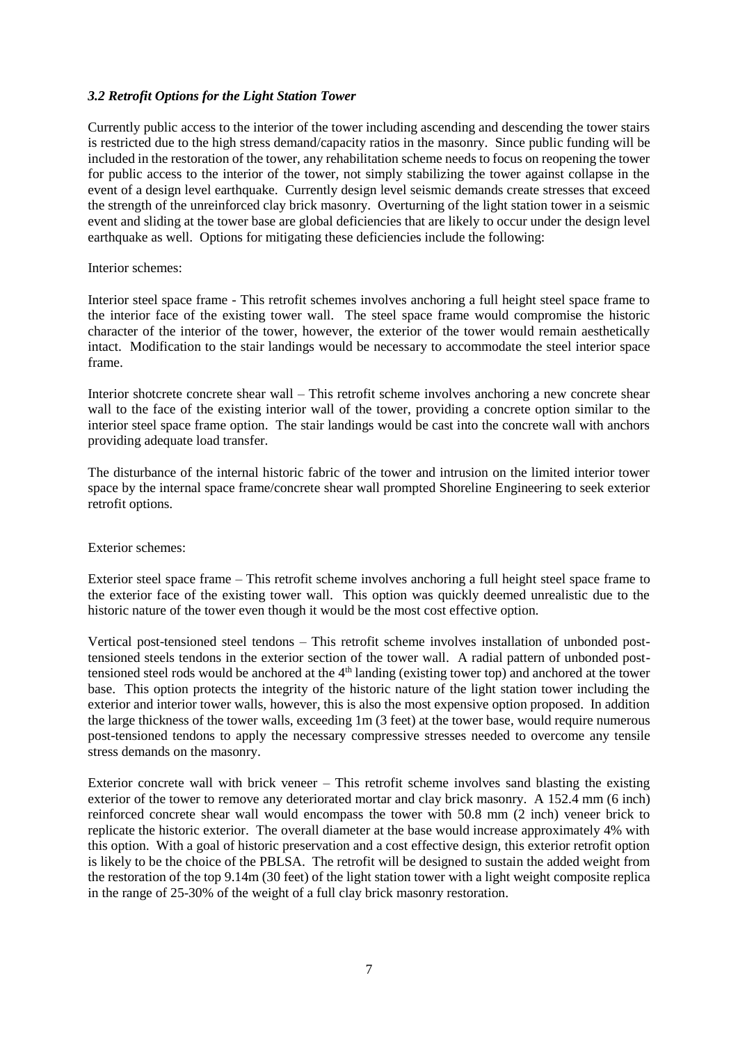### *3.2 Retrofit Options for the Light Station Tower*

Currently public access to the interior of the tower including ascending and descending the tower stairs is restricted due to the high stress demand/capacity ratios in the masonry. Since public funding will be included in the restoration of the tower, any rehabilitation scheme needs to focus on reopening the tower for public access to the interior of the tower, not simply stabilizing the tower against collapse in the event of a design level earthquake. Currently design level seismic demands create stresses that exceed the strength of the unreinforced clay brick masonry. Overturning of the light station tower in a seismic event and sliding at the tower base are global deficiencies that are likely to occur under the design level earthquake as well. Options for mitigating these deficiencies include the following:

Interior schemes:

Interior steel space frame - This retrofit schemes involves anchoring a full height steel space frame to the interior face of the existing tower wall. The steel space frame would compromise the historic character of the interior of the tower, however, the exterior of the tower would remain aesthetically intact. Modification to the stair landings would be necessary to accommodate the steel interior space frame.

Interior shotcrete concrete shear wall – This retrofit scheme involves anchoring a new concrete shear wall to the face of the existing interior wall of the tower, providing a concrete option similar to the interior steel space frame option. The stair landings would be cast into the concrete wall with anchors providing adequate load transfer.

The disturbance of the internal historic fabric of the tower and intrusion on the limited interior tower space by the internal space frame/concrete shear wall prompted Shoreline Engineering to seek exterior retrofit options.

Exterior schemes:

Exterior steel space frame – This retrofit scheme involves anchoring a full height steel space frame to the exterior face of the existing tower wall. This option was quickly deemed unrealistic due to the historic nature of the tower even though it would be the most cost effective option.

Vertical post-tensioned steel tendons – This retrofit scheme involves installation of unbonded post-tensioned steels tendons in the exterior section of the tower wall. A radial pattern of unbonded post-tensioned steel rods would be anchored at the 4th landing (existing tower top) and anchored at the tower base. This option protects the integrity of the historic nature of the light station tower including the exterior and interior tower walls, however, this is also the most expensive option proposed. In addition the large thickness of the tower walls, exceeding 1m (3 feet) at the tower base, would require numerous post-tensioned tendons to apply the necessary compressive stresses needed to overcome any tensile stress demands on the masonry.

Exterior concrete wall with brick veneer – This retrofit scheme involves sand blasting the existing exterior of the tower to remove any deteriorated mortar and clay brick masonry. A 152.4 mm (6 inch) reinforced concrete shear wall would encompass the tower with 50.8 mm (2 inch) veneer brick to replicate the historic exterior. The overall diameter at the base would increase approximately 4% with this option. With a goal of historic preservation and a cost effective design, this exterior retrofit option is likely to be the choice of the PBLSA. The retrofit will be designed to sustain the added weight from the restoration of the top 9.14m (30 feet) of the light station tower with a light weight composite replica in the range of 25-30% of the weight of a full clay brick masonry restoration.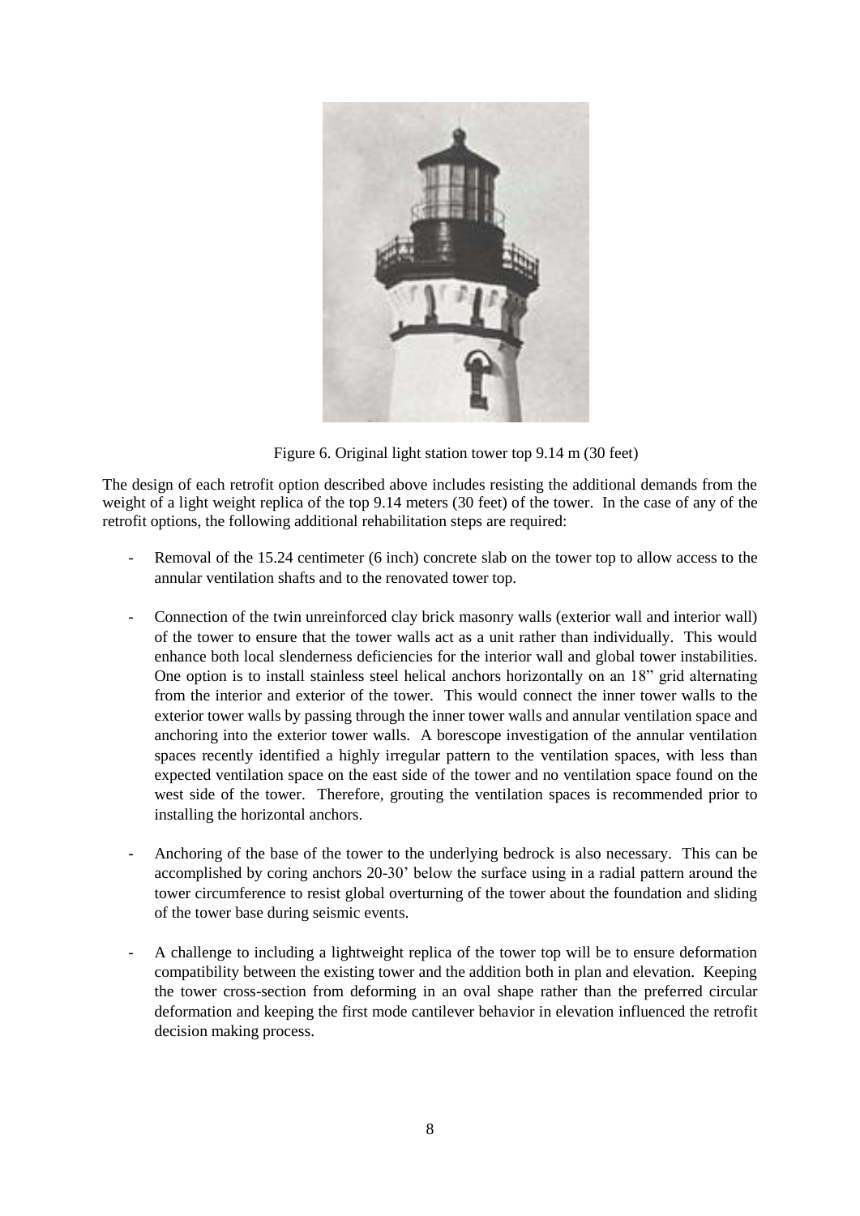Figure 6. Original light station tower top 9.14 m (30 feet)

The design of each retrofit option described above includes resisting the additional demands from the weight of a light weight replica of the top 9.14 meters (30 feet) of the tower. In the case of any of the retrofit options, the following additional rehabilitation steps are required:

- Removal of the 15.24 centimeter (6 inch) concrete slab on the tower top to allow access to the annular ventilation shafts and to the renovated tower top.
- Connection of the twin unreinforced clay brick masonry walls (exterior wall and interior wall) of the tower to ensure that the tower walls act as a unit rather than individually. This would enhance both local slenderness deficiencies for the interior wall and global tower instabilities. One option is to install stainless steel helical anchors horizontally on an 18" grid alternating from the interior and exterior of the tower. This would connect the inner tower walls to the exterior tower walls by passing through the inner tower walls and annular ventilation space and anchoring into the exterior tower walls. A borescope investigation of the annular ventilation spaces recently identified a highly irregular pattern to the ventilation spaces, with less than expected ventilation space on the east side of the tower and no ventilation space found on the west side of the tower. Therefore, grouting the ventilation spaces is recommended prior to installing the horizontal anchors.
- Anchoring of the base of the tower to the underlying bedrock is also necessary. This can be accomplished by coring anchors 20-30' below the surface using in a radial pattern around the tower circumference to resist global overturning of the tower about the foundation and sliding of the tower base during seismic events.
- A challenge to including a lightweight replica of the tower top will be to ensure deformation compatibility between the existing tower and the addition both in plan and elevation. Keeping the tower cross-section from deforming in an oval shape rather than the preferred circular deformation and keeping the first mode cantilever behavior in elevation influenced the retrofit decision making process.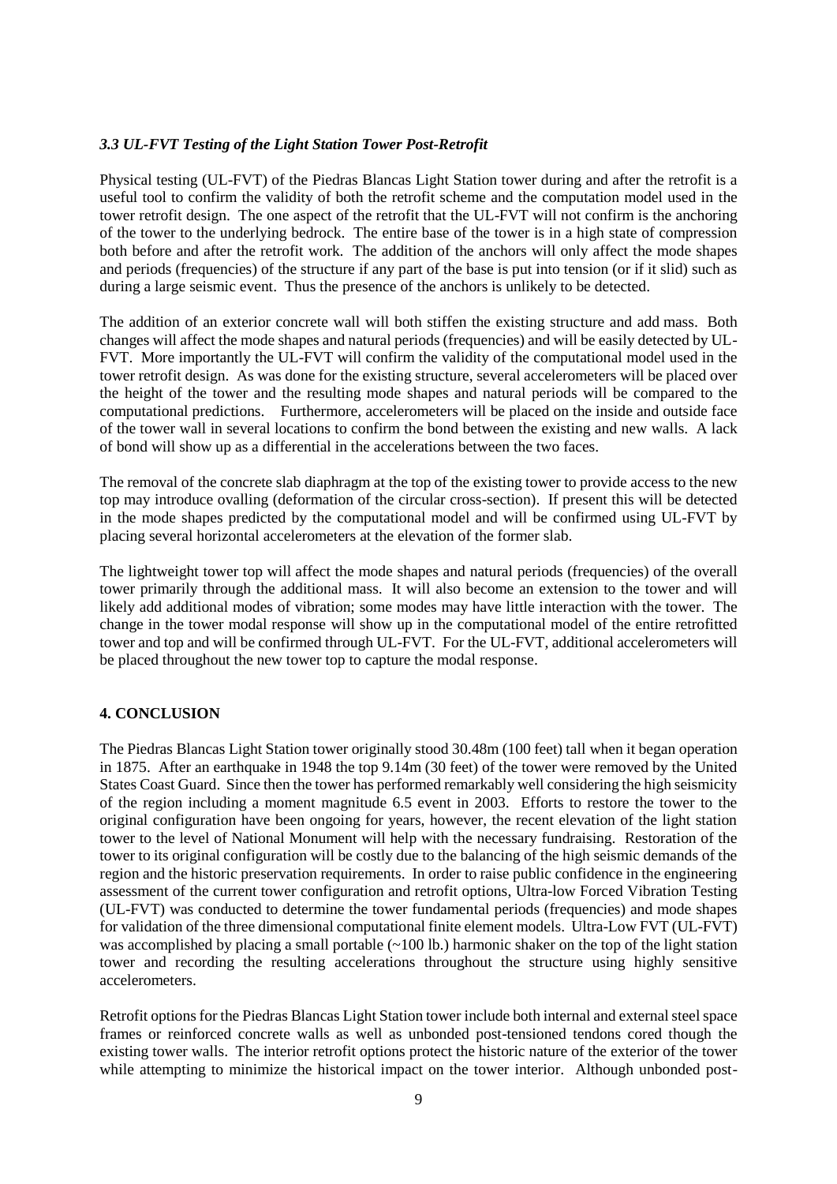### *3.3 UL-FVT Testing of the Light Station Tower Post-Retrofit*

Physical testing (UL-FVT) of the Piedras Blancas Light Station tower during and after the retrofit is a useful tool to confirm the validity of both the retrofit scheme and the computation model used in the tower retrofit design. The one aspect of the retrofit that the UL-FVT will not confirm is the anchoring of the tower to the underlying bedrock. The entire base of the tower is in a high state of compression both before and after the retrofit work. The addition of the anchors will only affect the mode shapes and periods (frequencies) of the structure if any part of the base is put into tension (or if it slid) such as during a large seismic event. Thus the presence of the anchors is unlikely to be detected.

The addition of an exterior concrete wall will both stiffen the existing structure and add mass. Both changes will affect the mode shapes and natural periods (frequencies) and will be easily detected by UL-FVT. More importantly the UL-FVT will confirm the validity of the computational model used in the tower retrofit design. As was done for the existing structure, several accelerometers will be placed over the height of the tower and the resulting mode shapes and natural periods will be compared to the computational predictions. Furthermore, accelerometers will be placed on the inside and outside face of the tower wall in several locations to confirm the bond between the existing and new walls. A lack of bond will show up as a differential in the accelerations between the two faces.

The removal of the concrete slab diaphragm at the top of the existing tower to provide access to the new top may introduce ovalling (deformation of the circular cross-section). If present this will be detected in the mode shapes predicted by the computational model and will be confirmed using UL-FVT by placing several horizontal accelerometers at the elevation of the former slab.

The lightweight tower top will affect the mode shapes and natural periods (frequencies) of the overall tower primarily through the additional mass. It will also become an extension to the tower and will likely add additional modes of vibration; some modes may have little interaction with the tower. The change in the tower modal response will show up in the computational model of the entire retrofitted tower and top and will be confirmed through UL-FVT. For the UL-FVT, additional accelerometers will be placed throughout the new tower top to capture the modal response.

## 4. CONCLUSION

The Piedras Blancas Light Station tower originally stood 30.48m (100 feet) tall when it began operation in 1875. After an earthquake in 1948 the top 9.14m (30 feet) of the tower were removed by the United States Coast Guard. Since then the tower has performed remarkably well considering the high seismicity of the region including a moment magnitude 6.5 event in 2003. Efforts to restore the tower to the original configuration have been ongoing for years, however, the recent elevation of the light station tower to the level of National Monument will help with the necessary fundraising. Restoration of the tower to its original configuration will be costly due to the balancing of the high seismic demands of the region and the historic preservation requirements. In order to raise public confidence in the engineering assessment of the current tower configuration and retrofit options, Ultra-low Forced Vibration Testing (UL-FVT) was conducted to determine the tower fundamental periods (frequencies) and mode shapes for validation of the three dimensional computational finite element models. Ultra-Low FVT (UL-FVT) was accomplished by placing a small portable (~100 lb.) harmonic shaker on the top of the light station tower and recording the resulting accelerations throughout the structure using highly sensitive accelerometers.

Retrofit options for the Piedras Blancas Light Station tower include both internal and external steel space frames or reinforced concrete walls as well as unbonded post-tensioned tendons cored though the existing tower walls. The interior retrofit options protect the historic nature of the exterior of the tower while attempting to minimize the historical impact on the tower interior. Although unbonded post-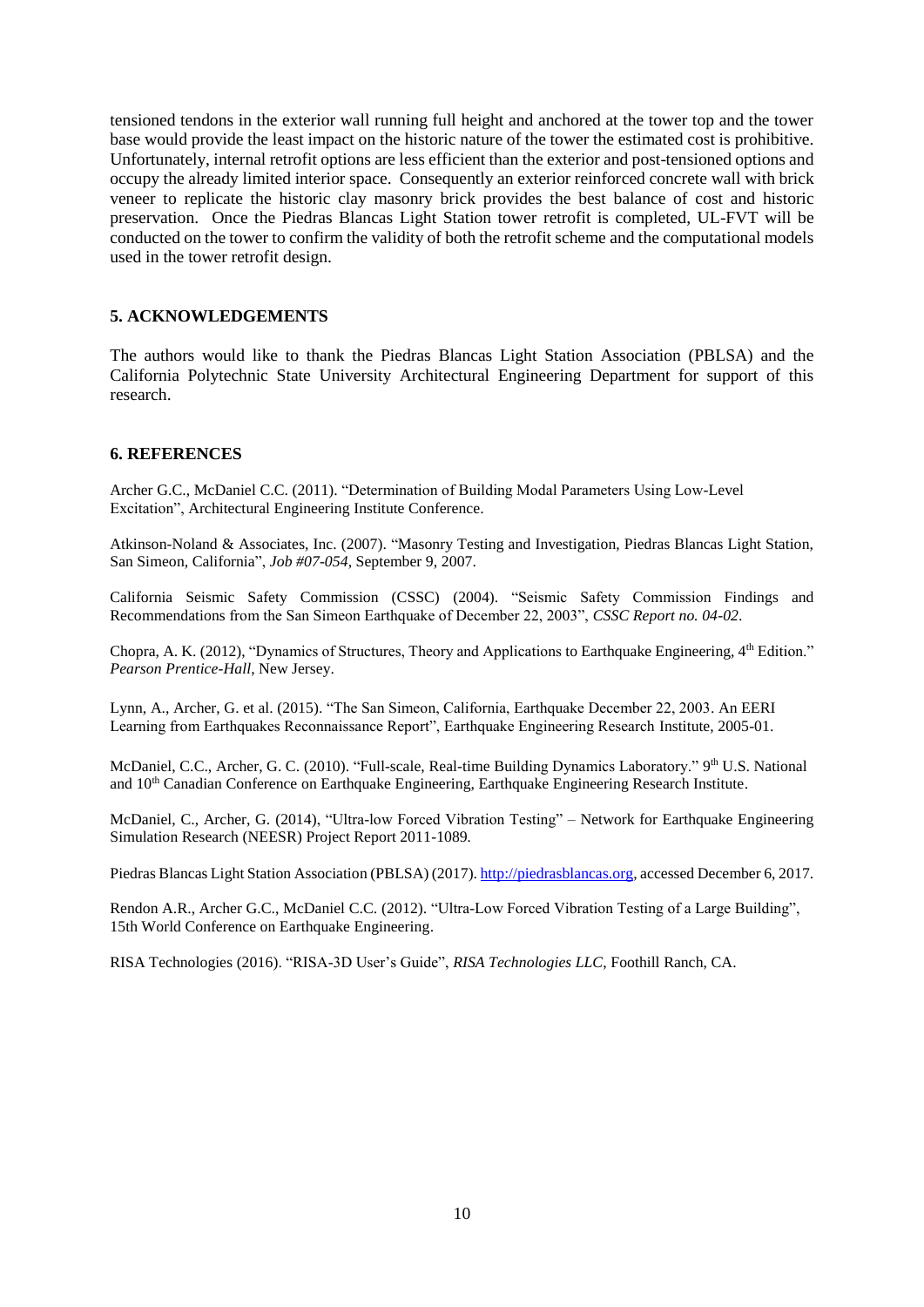tensioned tendons in the exterior wall running full height and anchored at the tower top and the tower base would provide the least impact on the historic nature of the tower the estimated cost is prohibitive. Unfortunately, internal retrofit options are less efficient than the exterior and post-tensioned options and occupy the already limited interior space. Consequently an exterior reinforced concrete wall with brick veneer to replicate the historic clay masonry brick provides the best balance of cost and historic preservation. Once the Piedras Blancas Light Station tower retrofit is completed, UL-FVT will be conducted on the tower to confirm the validity of both the retrofit scheme and the computational models used in the tower retrofit design.

## 5. ACKNOWLEDGEMENTS

The authors would like to thank the Piedras Blancas Light Station Association (PBLSA) and the California Polytechnic State University Architectural Engineering Department for support of this research.

## 6. REFERENCES

Archer G.C., McDaniel C.C. (2011). "Determination of Building Modal Parameters Using Low-Level Excitation", Architectural Engineering Institute Conference.

Atkinson-Noland & Associates, Inc. (2007). "Masonry Testing and Investigation, Piedras Blancas Light Station, San Simeon, California", *Job #07-054*, September 9, 2007.

California Seismic Safety Commission (CSSC) (2004). "Seismic Safety Commission Findings and Recommendations from the San Simeon Earthquake of December 22, 2003", *CSSC Report no. 04-02*.

Chopra, A. K. (2012), "Dynamics of Structures, Theory and Applications to Earthquake Engineering, 4th Edition." *Pearson Prentice-Hall*, New Jersey.

Lynn, A., Archer, G. et al. (2015). "The San Simeon, California, Earthquake December 22, 2003. An EERI Learning from Earthquakes Reconnaissance Report", Earthquake Engineering Research Institute, 2005-01.

McDaniel, C.C., Archer, G. C. (2010). "Full-scale, Real-time Building Dynamics Laboratory." 9th U.S. National and 10th Canadian Conference on Earthquake Engineering, Earthquake Engineering Research Institute.

McDaniel, C., Archer, G. (2014), "Ultra-low Forced Vibration Testing" – Network for Earthquake Engineering Simulation Research (NEESR) Project Report 2011-1089.

Piedras Blancas Light Station Association (PBLSA) (2017). http://piedrasblancas.org, accessed December 6, 2017.

Rendon A.R., Archer G.C., McDaniel C.C. (2012). "Ultra-Low Forced Vibration Testing of a Large Building", 15th World Conference on Earthquake Engineering.

RISA Technologies (2016). "RISA-3D User's Guide", *RISA Technologies LLC*, Foothill Ranch, CA.